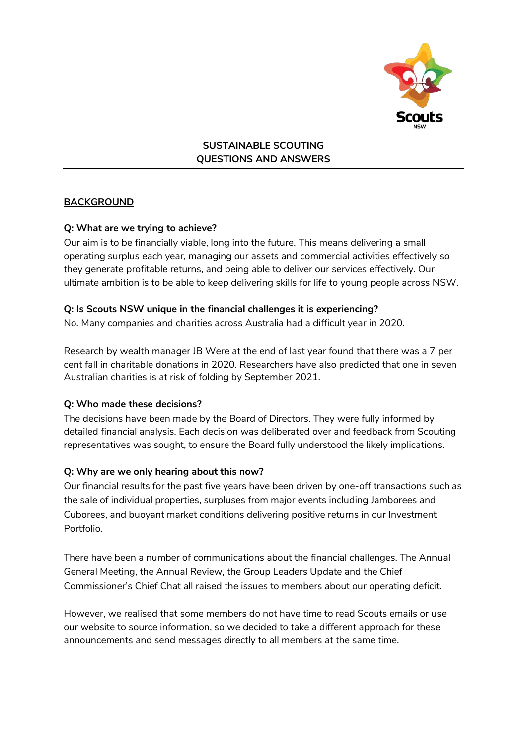# SUSTAINABLE SCOUTING
# QUESTIONS AND ANSWERS

## BACKGROUND

**Q: What are we trying to achieve?**

Our aim is to be financially viable, long into the future. This means delivering a small operating surplus each year, managing our assets and commercial activities effectively so they generate profitable returns, and being able to deliver our services effectively. Our ultimate ambition is to be able to keep delivering skills for life to young people across NSW.

**Q: Is Scouts NSW unique in the financial challenges it is experiencing?**

No. Many companies and charities across Australia had a difficult year in 2020.

Research by wealth manager JB Were at the end of last year found that there was a 7 per cent fall in charitable donations in 2020. Researchers have also predicted that one in seven Australian charities is at risk of folding by September 2021.

**Q: Who made these decisions?**

The decisions have been made by the Board of Directors. They were fully informed by detailed financial analysis. Each decision was deliberated over and feedback from Scouting representatives was sought, to ensure the Board fully understood the likely implications.

**Q: Why are we only hearing about this now?**

Our financial results for the past five years have been driven by one-off transactions such as the sale of individual properties, surpluses from major events including Jamborees and Cuborees, and buoyant market conditions delivering positive returns in our Investment Portfolio.

There have been a number of communications about the financial challenges. The Annual General Meeting, the Annual Review, the Group Leaders Update and the Chief Commissioner's Chief Chat all raised the issues to members about our operating deficit.

However, we realised that some members do not have time to read Scouts emails or use our website to source information, so we decided to take a different approach for these announcements and send messages directly to all members at the same time.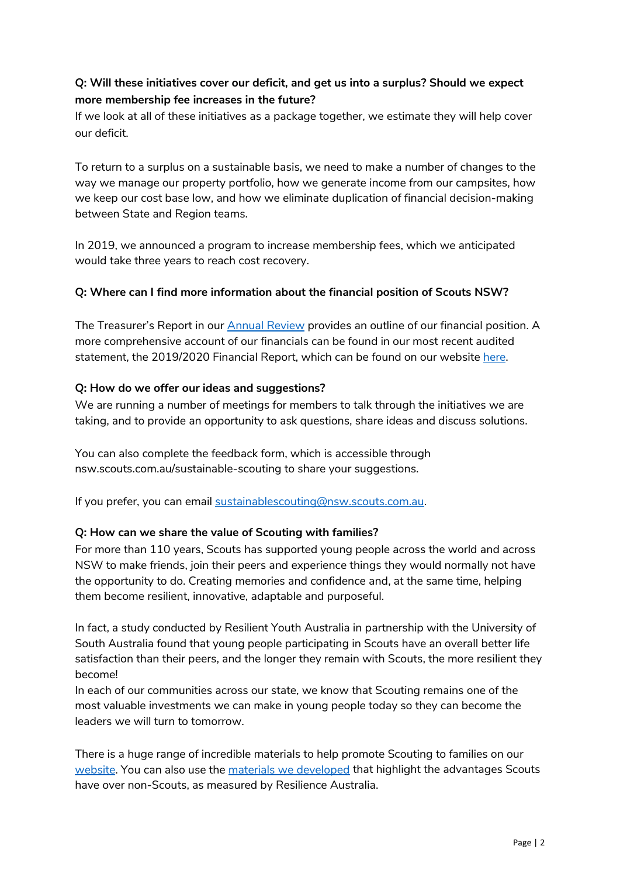**Q: Will these initiatives cover our deficit, and get us into a surplus? Should we expect more membership fee increases in the future?**

If we look at all of these initiatives as a package together, we estimate they will help cover our deficit.

To return to a surplus on a sustainable basis, we need to make a number of changes to the way we manage our property portfolio, how we generate income from our campsites, how we keep our cost base low, and how we eliminate duplication of financial decision-making between State and Region teams.

In 2019, we announced a program to increase membership fees, which we anticipated would take three years to reach cost recovery.

**Q: Where can I find more information about the financial position of Scouts NSW?**

The Treasurer's Report in our Annual Review provides an outline of our financial position. A more comprehensive account of our financials can be found in our most recent audited statement, the 2019/2020 Financial Report, which can be found on our website here.

**Q: How do we offer our ideas and suggestions?**

We are running a number of meetings for members to talk through the initiatives we are taking, and to provide an opportunity to ask questions, share ideas and discuss solutions.

You can also complete the feedback form, which is accessible through nsw.scouts.com.au/sustainable-scouting to share your suggestions.

If you prefer, you can email sustainablescouting@nsw.scouts.com.au.

**Q: How can we share the value of Scouting with families?**

For more than 110 years, Scouts has supported young people across the world and across NSW to make friends, join their peers and experience things they would normally not have the opportunity to do. Creating memories and confidence and, at the same time, helping them become resilient, innovative, adaptable and purposeful.

In fact, a study conducted by Resilient Youth Australia in partnership with the University of South Australia found that young people participating in Scouts have an overall better life satisfaction than their peers, and the longer they remain with Scouts, the more resilient they become!

In each of our communities across our state, we know that Scouting remains one of the most valuable investments we can make in young people today so they can become the leaders we will turn to tomorrow.

There is a huge range of incredible materials to help promote Scouting to families on our website. You can also use the materials we developed that highlight the advantages Scouts have over non-Scouts, as measured by Resilience Australia.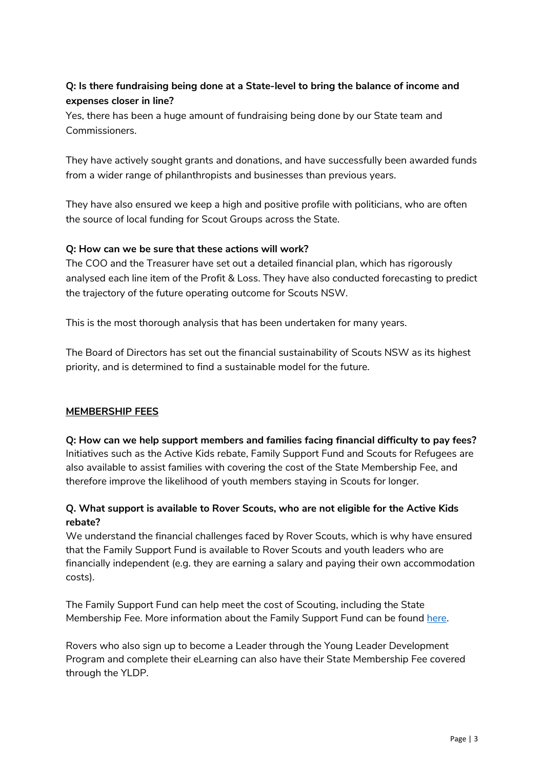**Q: Is there fundraising being done at a State-level to bring the balance of income and expenses closer in line?**
Yes, there has been a huge amount of fundraising being done by our State team and Commissioners.

They have actively sought grants and donations, and have successfully been awarded funds from a wider range of philanthropists and businesses than previous years.

They have also ensured we keep a high and positive profile with politicians, who are often the source of local funding for Scout Groups across the State.

**Q: How can we be sure that these actions will work?**
The COO and the Treasurer have set out a detailed financial plan, which has rigorously analysed each line item of the Profit & Loss. They have also conducted forecasting to predict the trajectory of the future operating outcome for Scouts NSW.

This is the most thorough analysis that has been undertaken for many years.

The Board of Directors has set out the financial sustainability of Scouts NSW as its highest priority, and is determined to find a sustainable model for the future.

## MEMBERSHIP FEES

**Q: How can we help support members and families facing financial difficulty to pay fees?**
Initiatives such as the Active Kids rebate, Family Support Fund and Scouts for Refugees are also available to assist families with covering the cost of the State Membership Fee, and therefore improve the likelihood of youth members staying in Scouts for longer.

**Q. What support is available to Rover Scouts, who are not eligible for the Active Kids rebate?**
We understand the financial challenges faced by Rover Scouts, which is why have ensured that the Family Support Fund is available to Rover Scouts and youth leaders who are financially independent (e.g. they are earning a salary and paying their own accommodation costs).

The Family Support Fund can help meet the cost of Scouting, including the State Membership Fee. More information about the Family Support Fund can be found here.

Rovers who also sign up to become a Leader through the Young Leader Development Program and complete their eLearning can also have their State Membership Fee covered through the YLDP.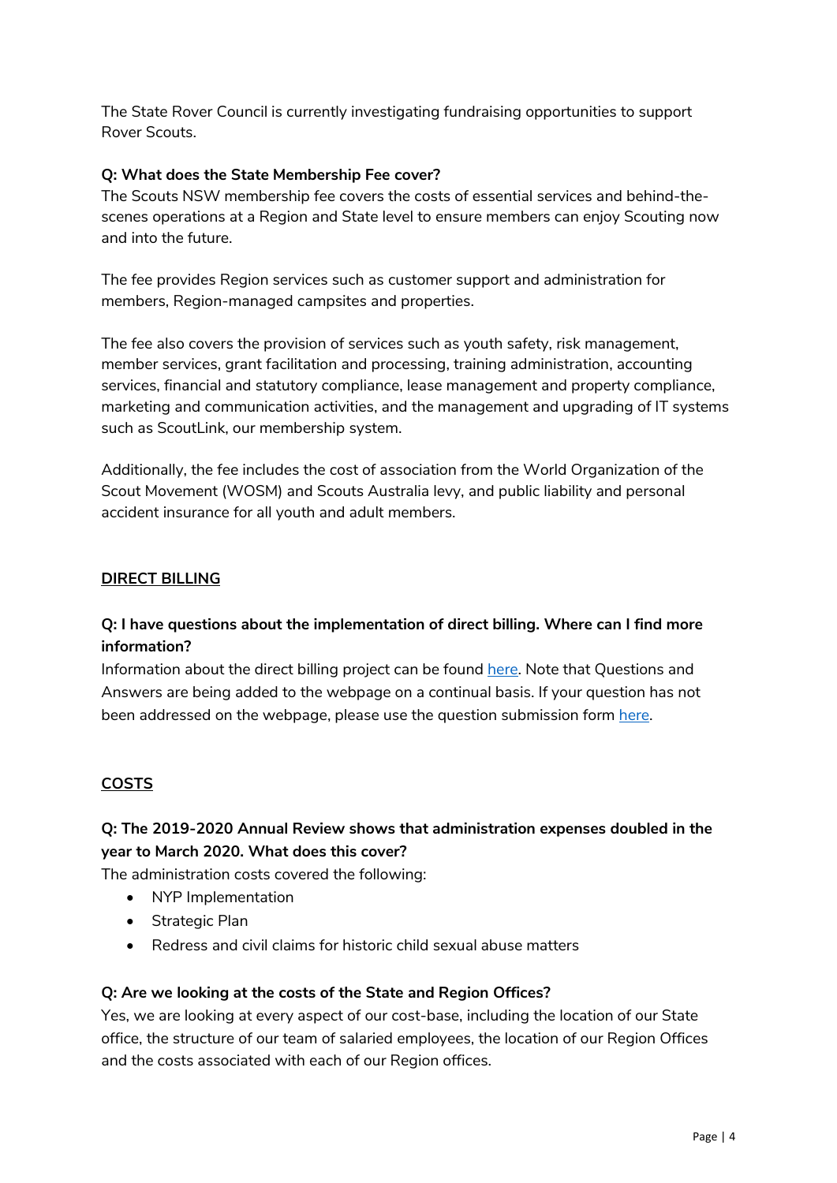The State Rover Council is currently investigating fundraising opportunities to support Rover Scouts.

**Q: What does the State Membership Fee cover?**
The Scouts NSW membership fee covers the costs of essential services and behind-the-scenes operations at a Region and State level to ensure members can enjoy Scouting now and into the future.

The fee provides Region services such as customer support and administration for members, Region-managed campsites and properties.

The fee also covers the provision of services such as youth safety, risk management, member services, grant facilitation and processing, training administration, accounting services, financial and statutory compliance, lease management and property compliance, marketing and communication activities, and the management and upgrading of IT systems such as ScoutLink, our membership system.

Additionally, the fee includes the cost of association from the World Organization of the Scout Movement (WOSM) and Scouts Australia levy, and public liability and personal accident insurance for all youth and adult members.

## DIRECT BILLING

**Q: I have questions about the implementation of direct billing. Where can I find more information?**
Information about the direct billing project can be found here. Note that Questions and Answers are being added to the webpage on a continual basis. If your question has not been addressed on the webpage, please use the question submission form here.

## COSTS

**Q: The 2019-2020 Annual Review shows that administration expenses doubled in the year to March 2020. What does this cover?**
The administration costs covered the following:

- NYP Implementation
- Strategic Plan
- Redress and civil claims for historic child sexual abuse matters

**Q: Are we looking at the costs of the State and Region Offices?**
Yes, we are looking at every aspect of our cost-base, including the location of our State office, the structure of our team of salaried employees, the location of our Region Offices and the costs associated with each of our Region offices.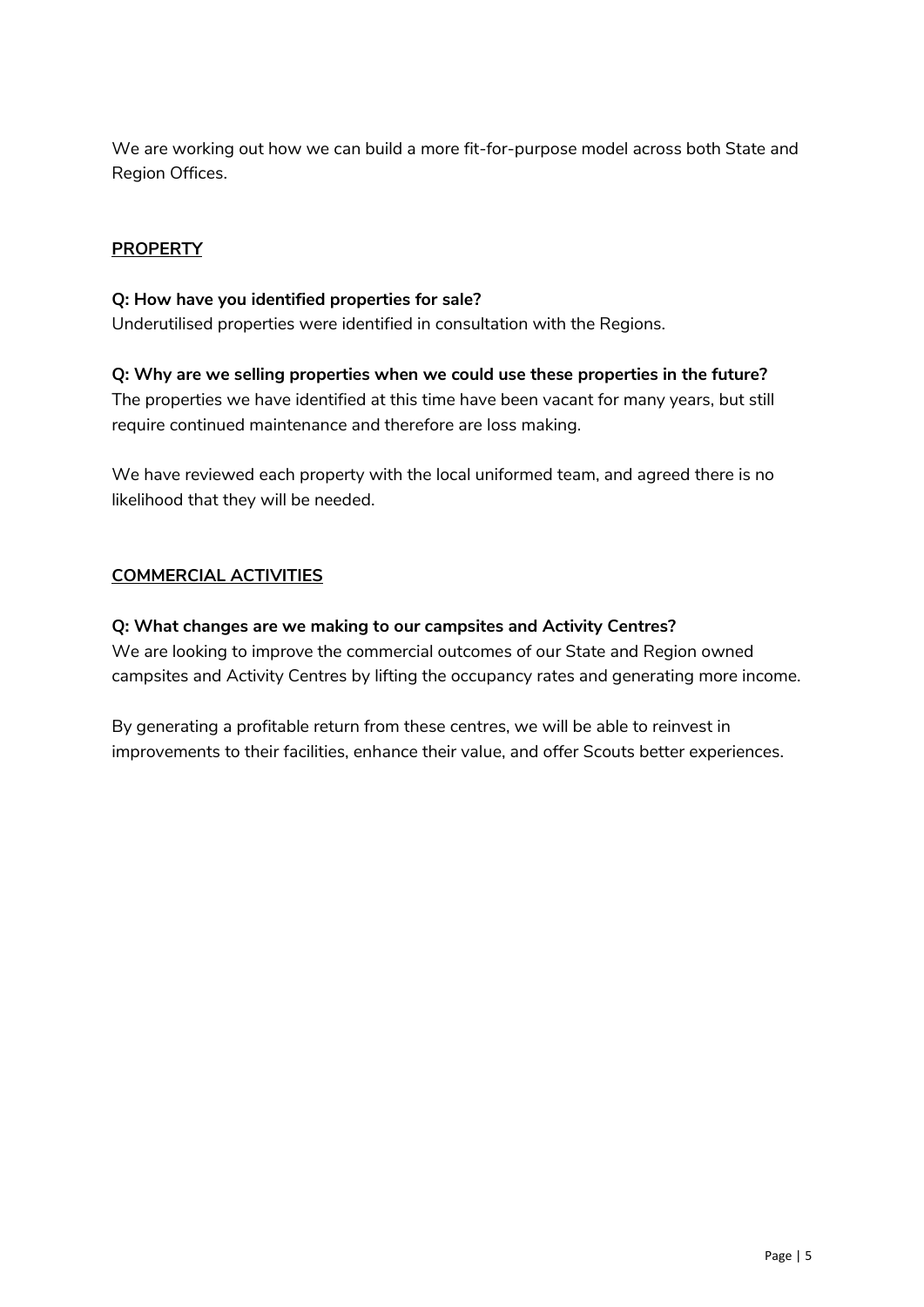We are working out how we can build a more fit-for-purpose model across both State and Region Offices.

## PROPERTY

**Q: How have you identified properties for sale?**
Underutilised properties were identified in consultation with the Regions.

**Q: Why are we selling properties when we could use these properties in the future?**
The properties we have identified at this time have been vacant for many years, but still require continued maintenance and therefore are loss making.

We have reviewed each property with the local uniformed team, and agreed there is no likelihood that they will be needed.

## COMMERCIAL ACTIVITIES

**Q: What changes are we making to our campsites and Activity Centres?**
We are looking to improve the commercial outcomes of our State and Region owned campsites and Activity Centres by lifting the occupancy rates and generating more income.

By generating a profitable return from these centres, we will be able to reinvest in improvements to their facilities, enhance their value, and offer Scouts better experiences.